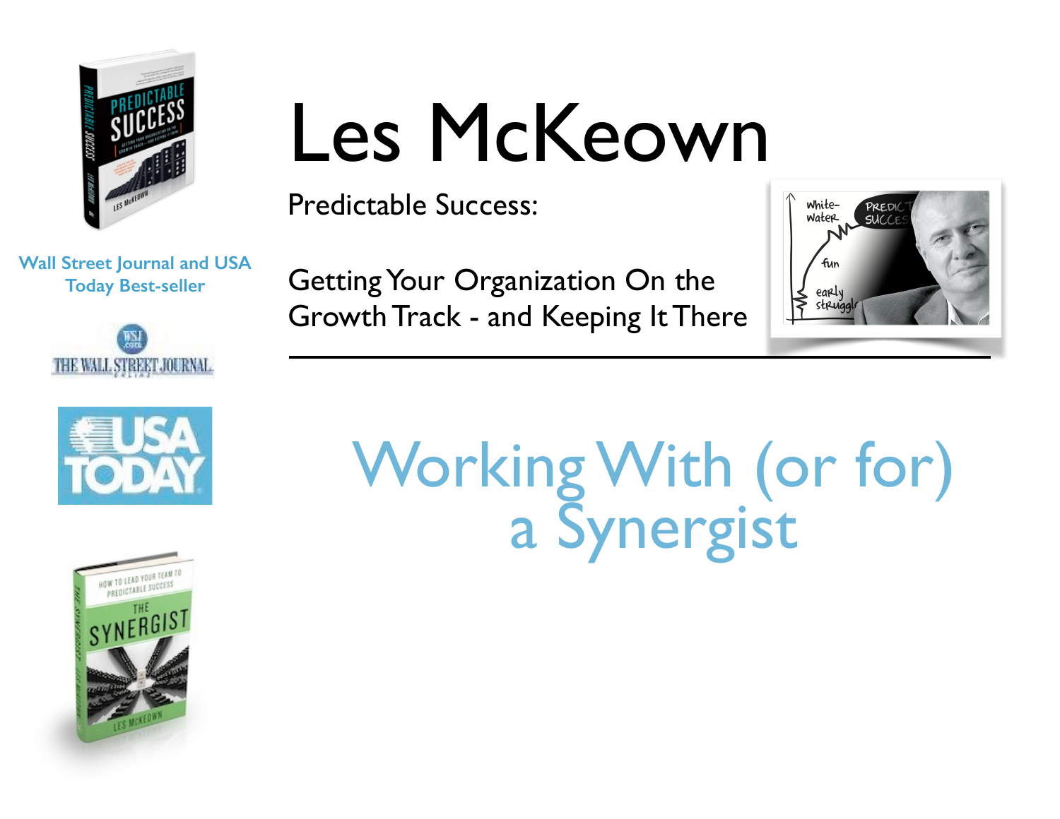# Les McKeown

Predictable Success:

Getting Your Organization On the Growth Track - and Keeping It There

Wall Street Journal and USA Today Best-seller

## Working With (or for) a Synergist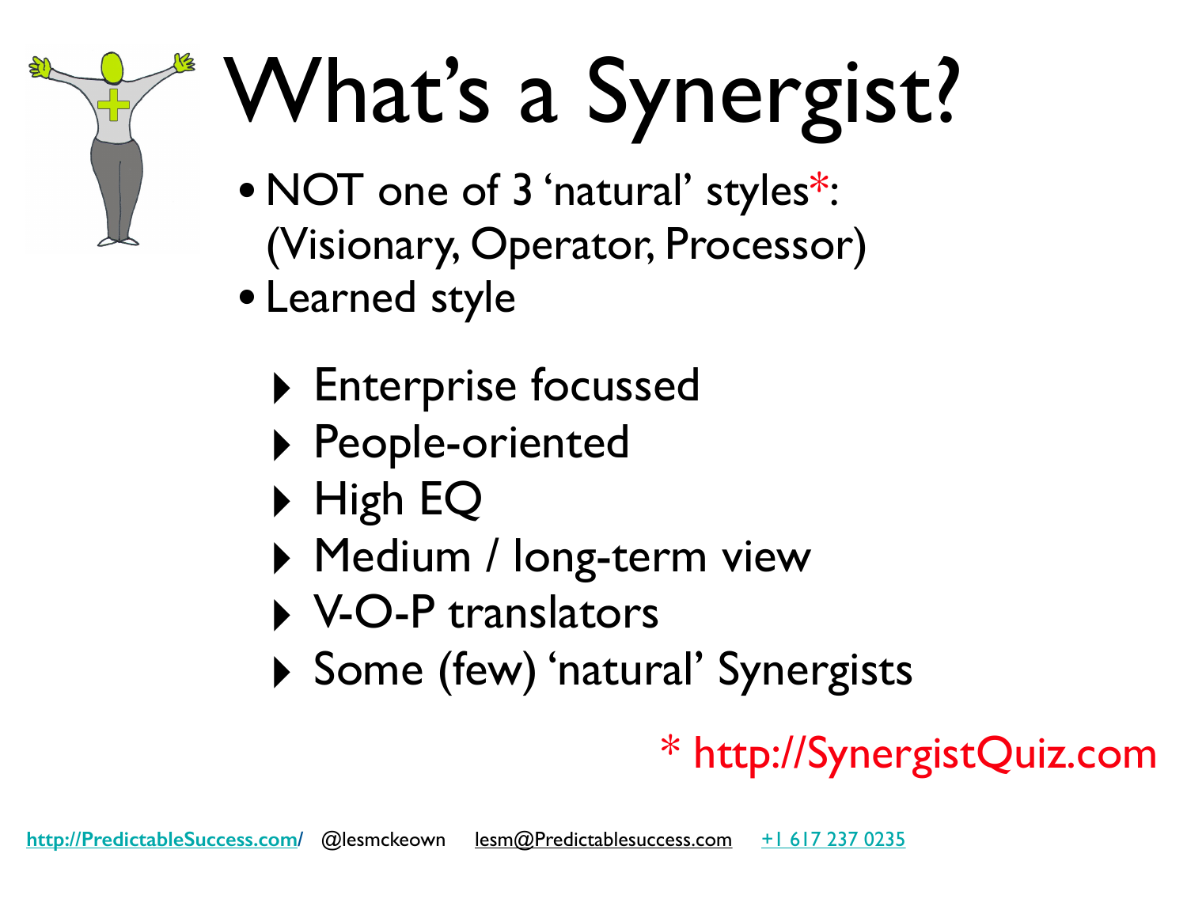# What's a Synergist?

- NOT one of 3 'natural' styles*: (Visionary, Operator, Processor)
- Learned style
  - Enterprise focussed
  - People-oriented
  - High EQ
  - Medium / long-term view
  - V-O-P translators
  - Some (few) 'natural' Synergists

\* http://SynergistQuiz.com

http://PredictableSuccess.com/ @lesmckeown lesm@Predictablesuccess.com +1 617 237 0235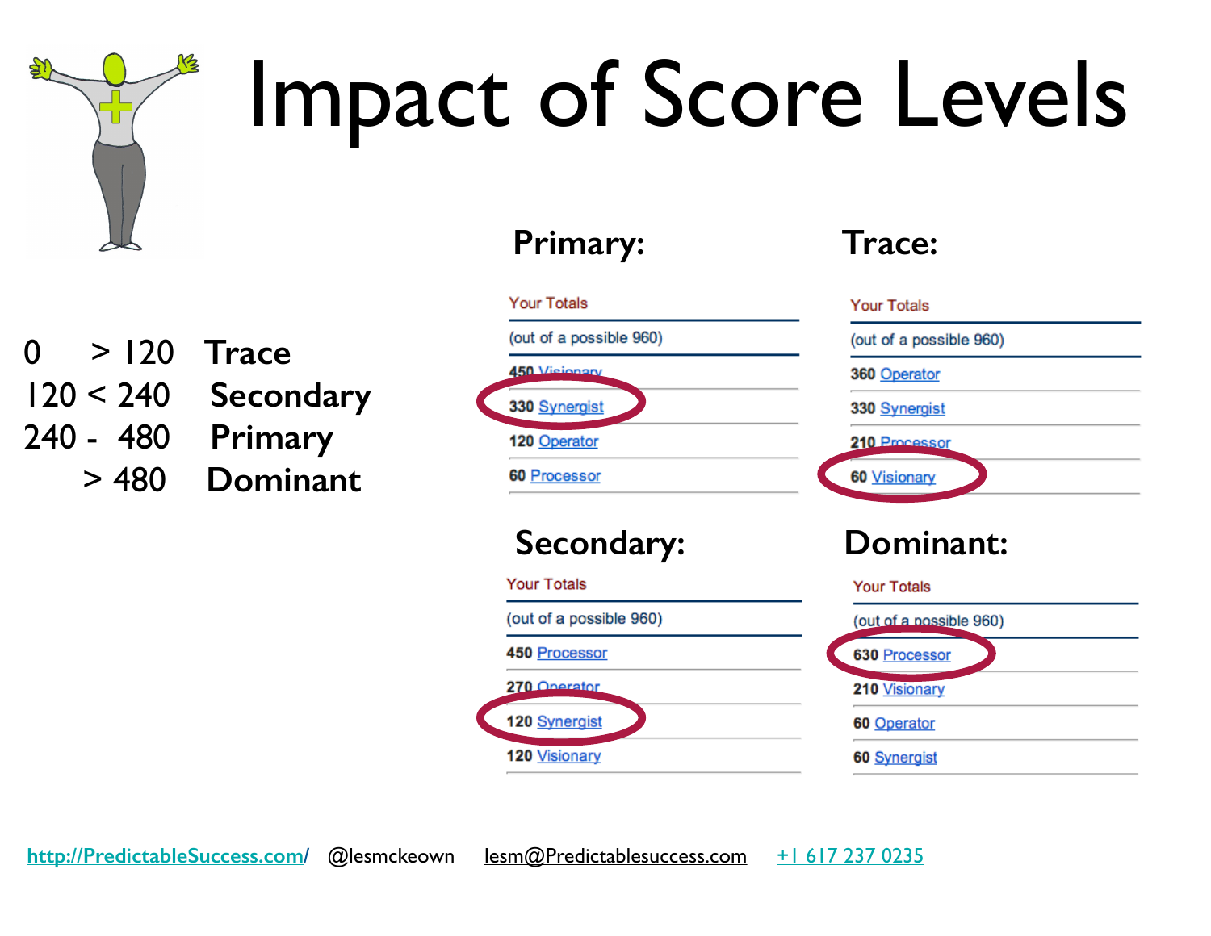# Impact of Score Levels

| | | |
|---|---|---|
| 0 | > 120 | Trace |
| 120 < 240 | | Secondary |
| 240 - 480 | | Primary |
| | > 480 | Dominant |

## Primary:

| Your Totals |
|---|
| (out of a possible 960) |
| 450 Visionary |
| 330 Synergist |
| 120 Operator |
| 60 Processor |

## Trace:

| Your Totals |
|---|
| (out of a possible 960) |
| 360 Operator |
| 330 Synergist |
| 210 Processor |
| 60 Visionary |

## Secondary:

| Your Totals |
|---|
| (out of a possible 960) |
| 450 Processor |
| 270 Operator |
| 120 Synergist |
| 120 Visionary |

## Dominant:

| Your Totals |
|---|
| (out of a possible 960) |
| 630 Processor |
| 210 Visionary |
| 60 Operator |
| 60 Synergist |

http://PredictableSuccess.com/ @lesmckeown lesm@Predictablesuccess.com +1 617 237 0235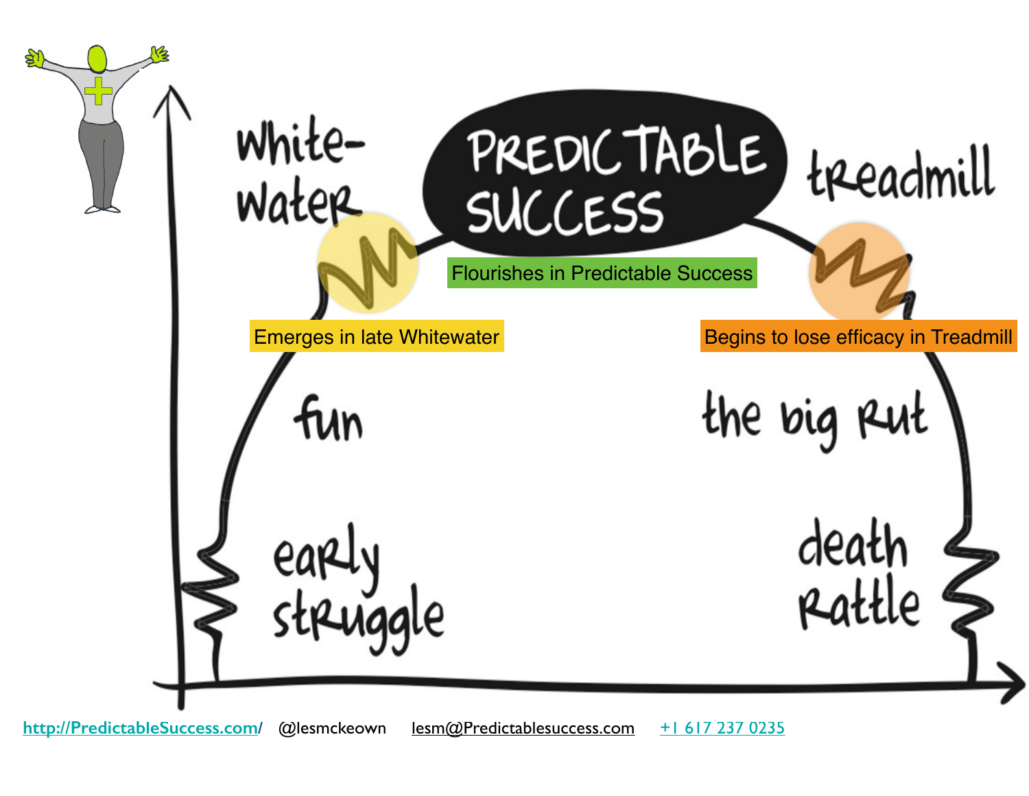White-water

PREDICTABLE SUCCESS

treadmill

Flourishes in Predictable Success

Emerges in late Whitewater

Begins to lose efficacy in Treadmill

fun

the big Rut

early struggle

death Rattle

http://PredictableSuccess.com/ @lesmckeown lesm@Predictablesuccess.com +1 617 237 0235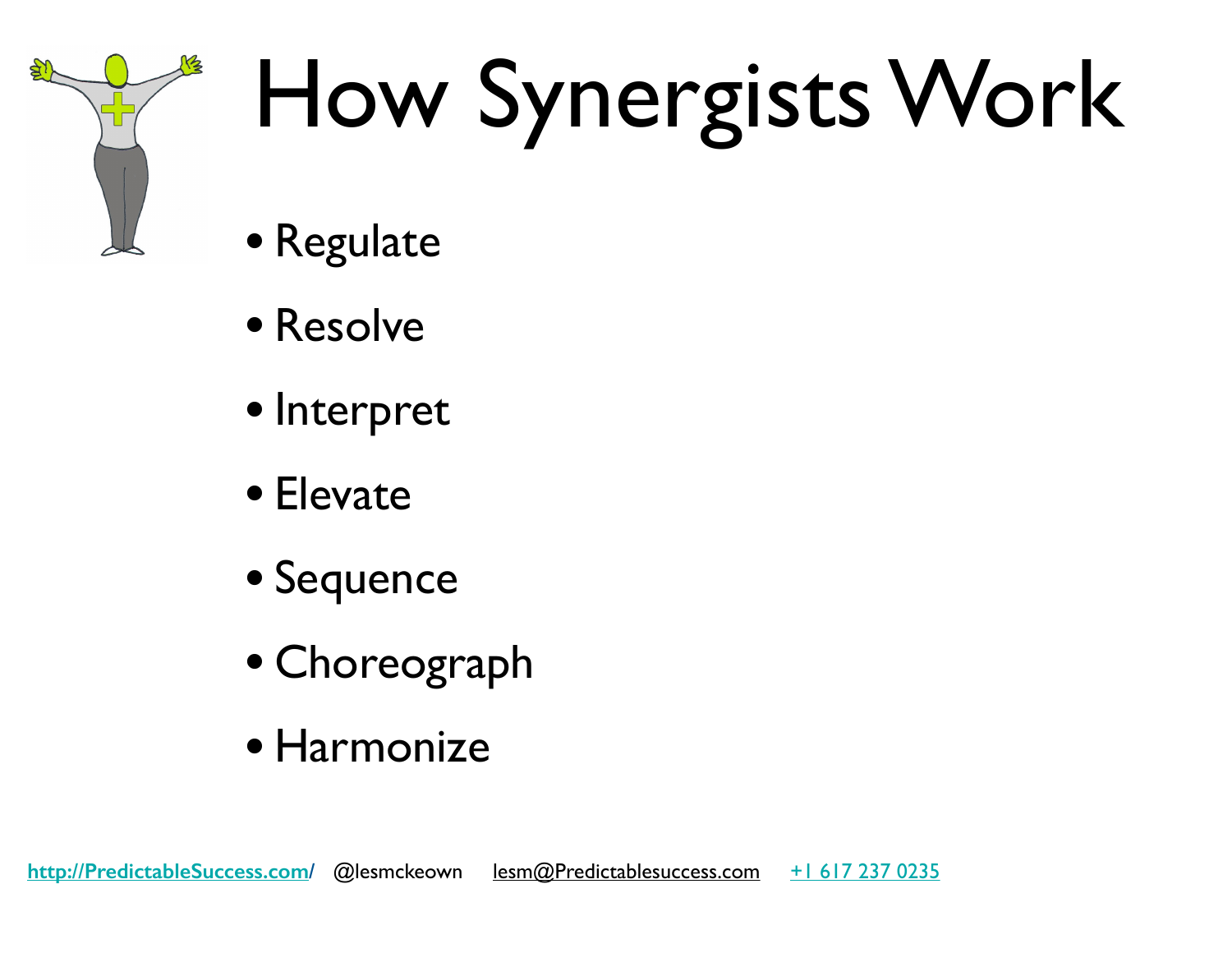# How Synergists Work

- Regulate
- Resolve
- Interpret
- Elevate
- Sequence
- Choreograph
- Harmonize

http://PredictableSuccess.com/ @lesmckeown lesm@Predictablesuccess.com +1 617 237 0235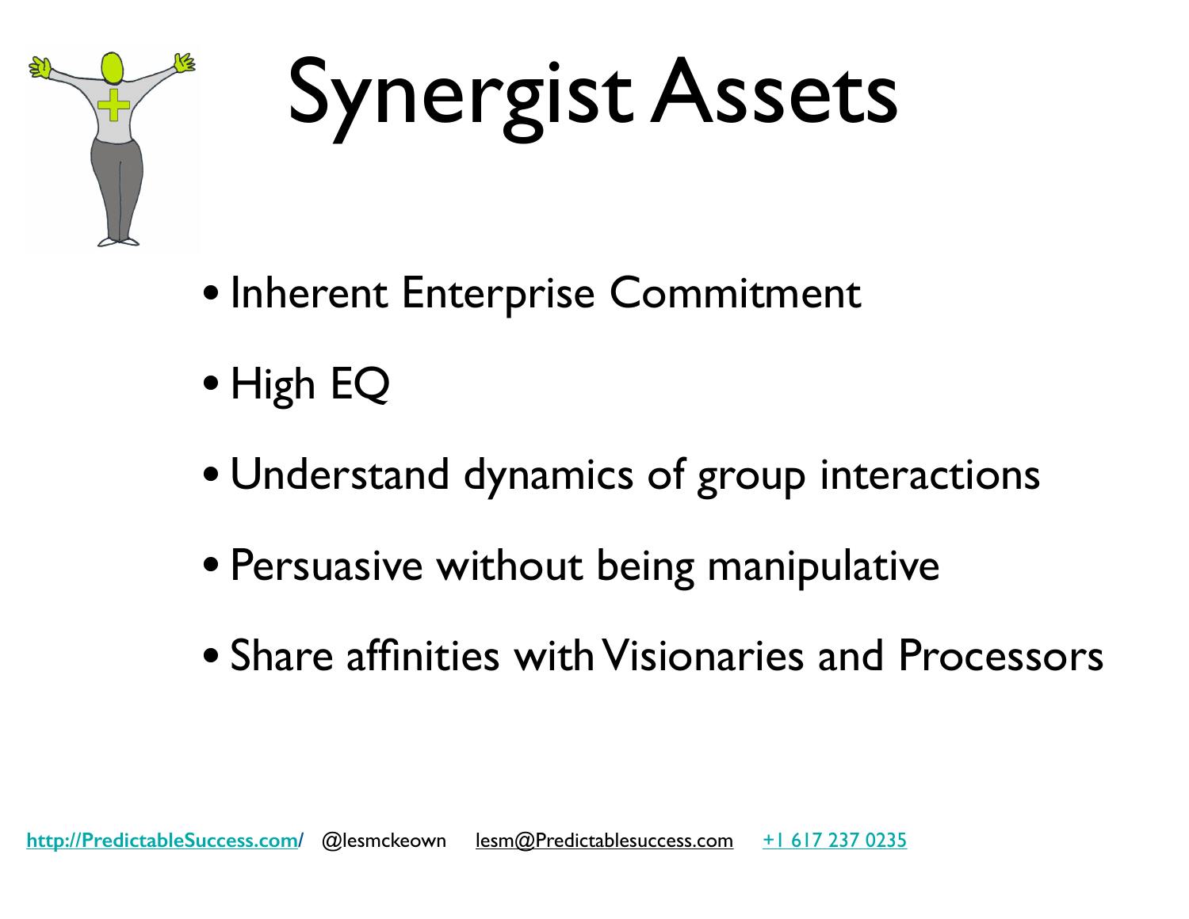# Synergist Assets

- Inherent Enterprise Commitment
- High EQ
- Understand dynamics of group interactions
- Persuasive without being manipulative
- Share affinities with Visionaries and Processors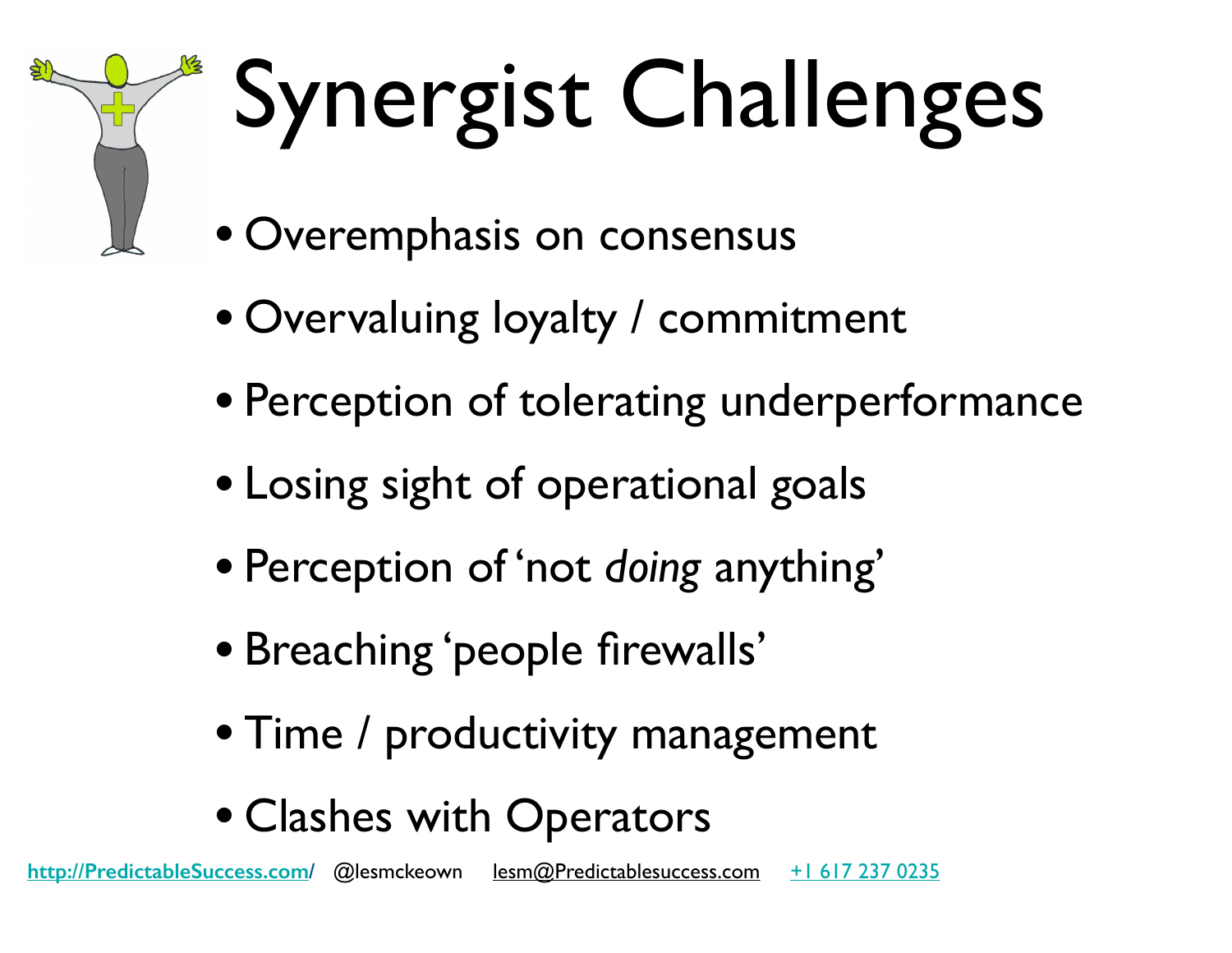# Synergist Challenges

- Overemphasis on consensus
- Overvaluing loyalty / commitment
- Perception of tolerating underperformance
- Losing sight of operational goals
- Perception of 'not *doing* anything'
- Breaching 'people firewalls'
- Time / productivity management
- Clashes with Operators

http://PredictableSuccess.com/ @lesmckeown lesm@Predictablesuccess.com +1 617 237 0235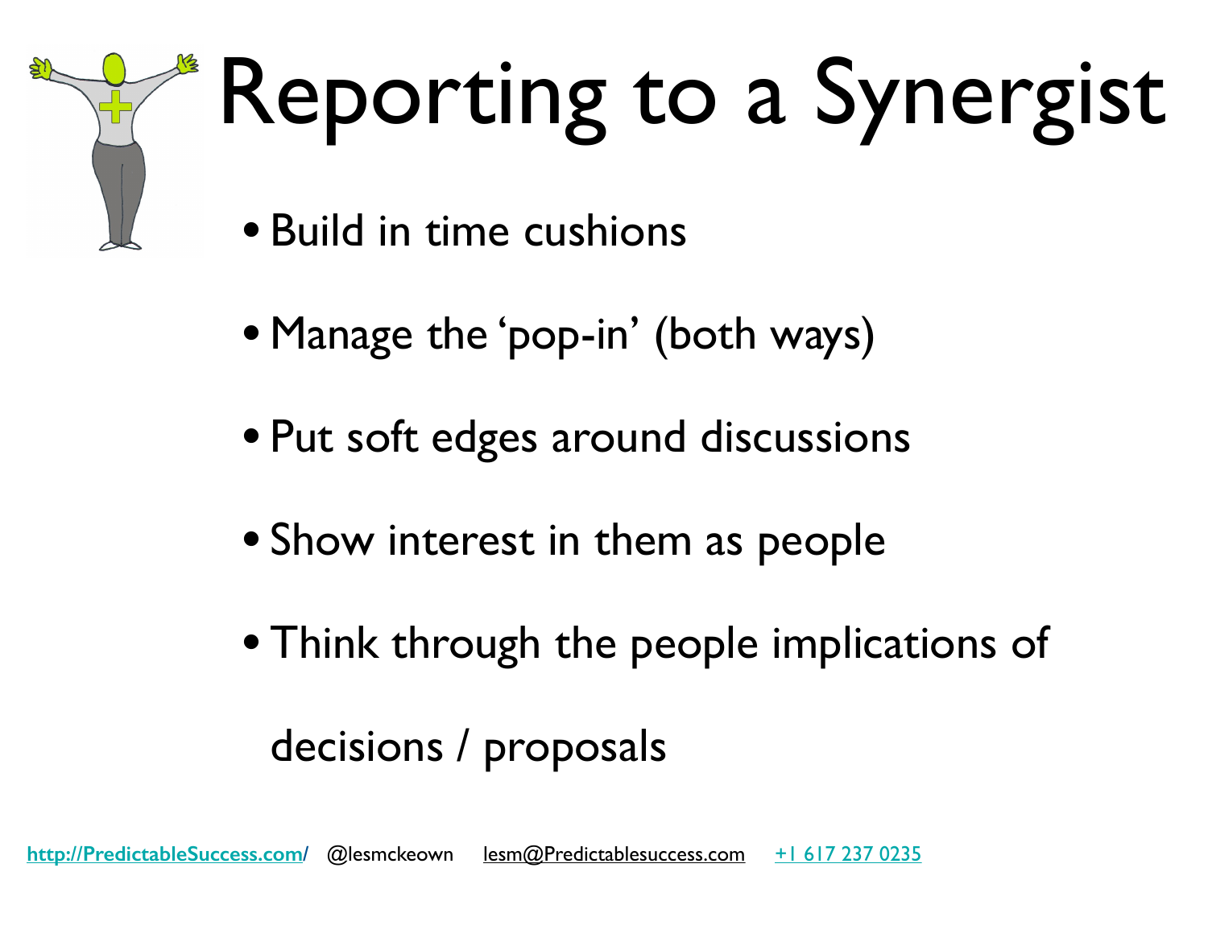# Reporting to a Synergist

- Build in time cushions
- Manage the 'pop-in' (both ways)
- Put soft edges around discussions
- Show interest in them as people
- Think through the people implications of decisions / proposals

http://PredictableSuccess.com/ @lesmckeown lesm@Predictablesuccess.com +1 617 237 0235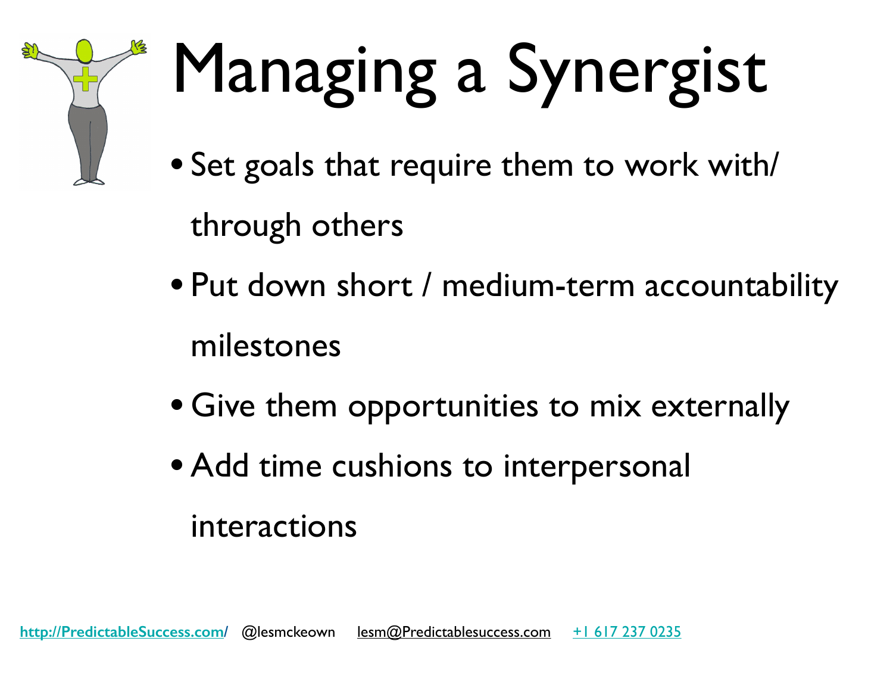# Managing a Synergist

- Set goals that require them to work with/through others
- Put down short / medium-term accountability milestones
- Give them opportunities to mix externally
- Add time cushions to interpersonal interactions

http://PredictableSuccess.com/ @lesmckeown lesm@Predictablesuccess.com +1 617 237 0235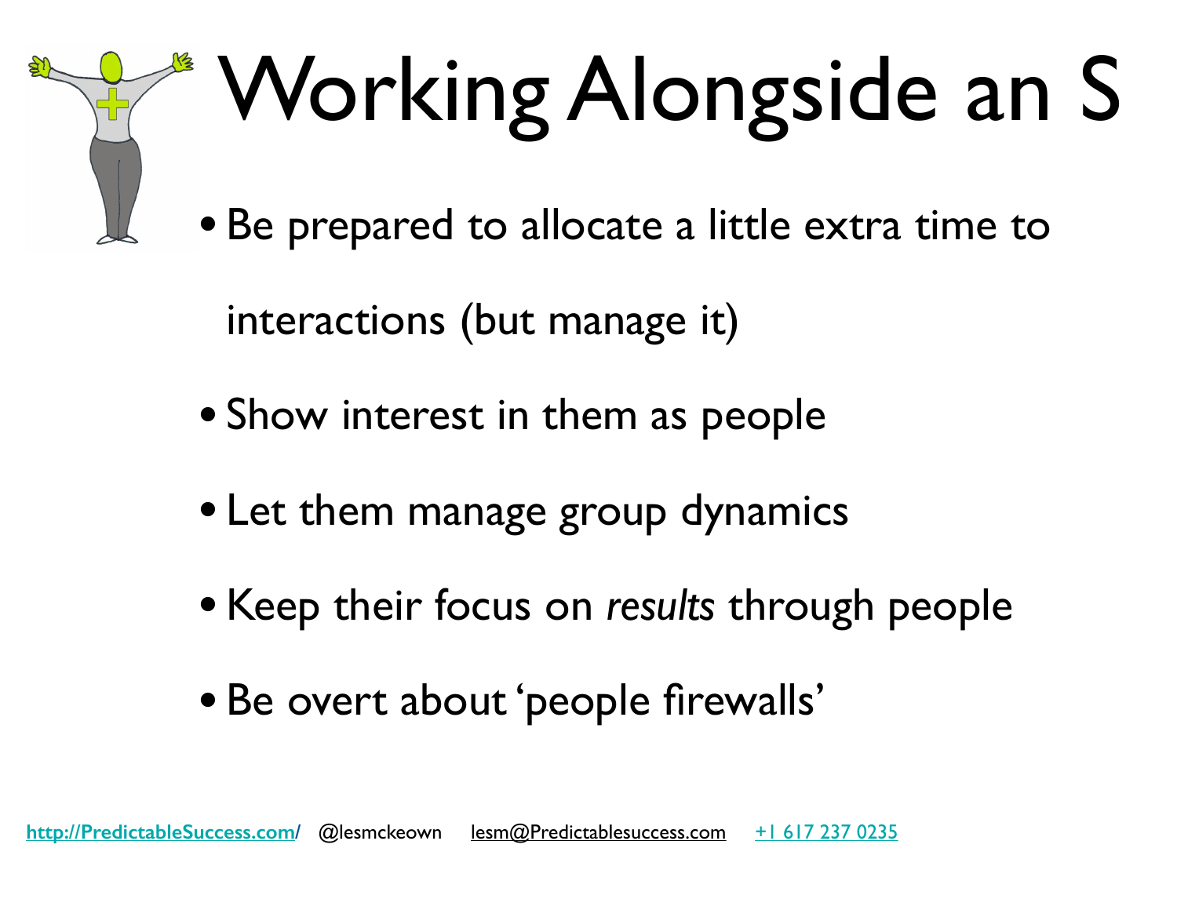# Working Alongside an S

- Be prepared to allocate a little extra time to interactions (but manage it)
- Show interest in them as people
- Let them manage group dynamics
- Keep their focus on *results* through people
- Be overt about 'people firewalls'

http://PredictableSuccess.com/ @lesmckeown lesm@Predictablesuccess.com +1 617 237 0235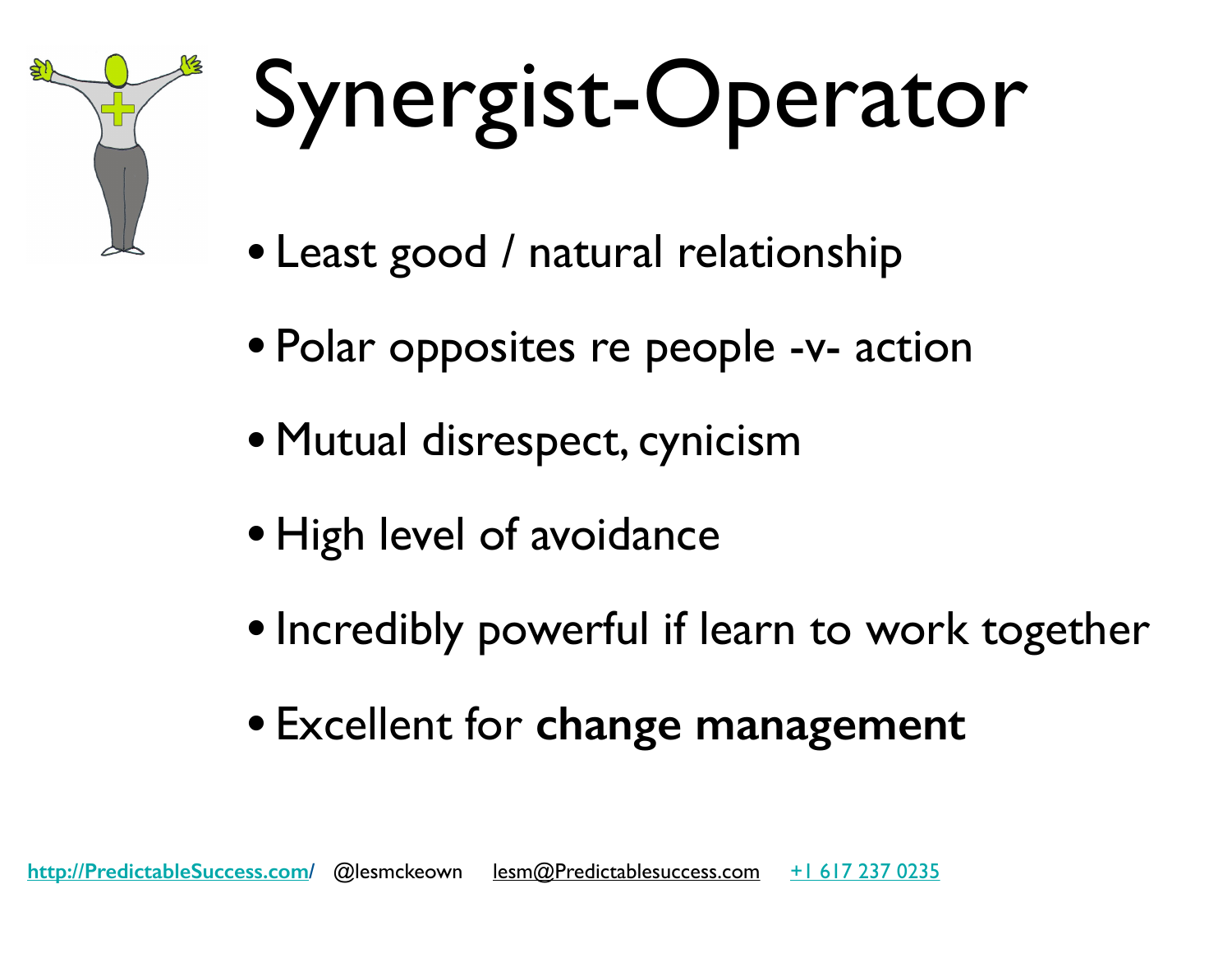# Synergist-Operator

- Least good / natural relationship
- Polar opposites re people -v- action
- Mutual disrespect, cynicism
- High level of avoidance
- Incredibly powerful if learn to work together
- Excellent for **change management**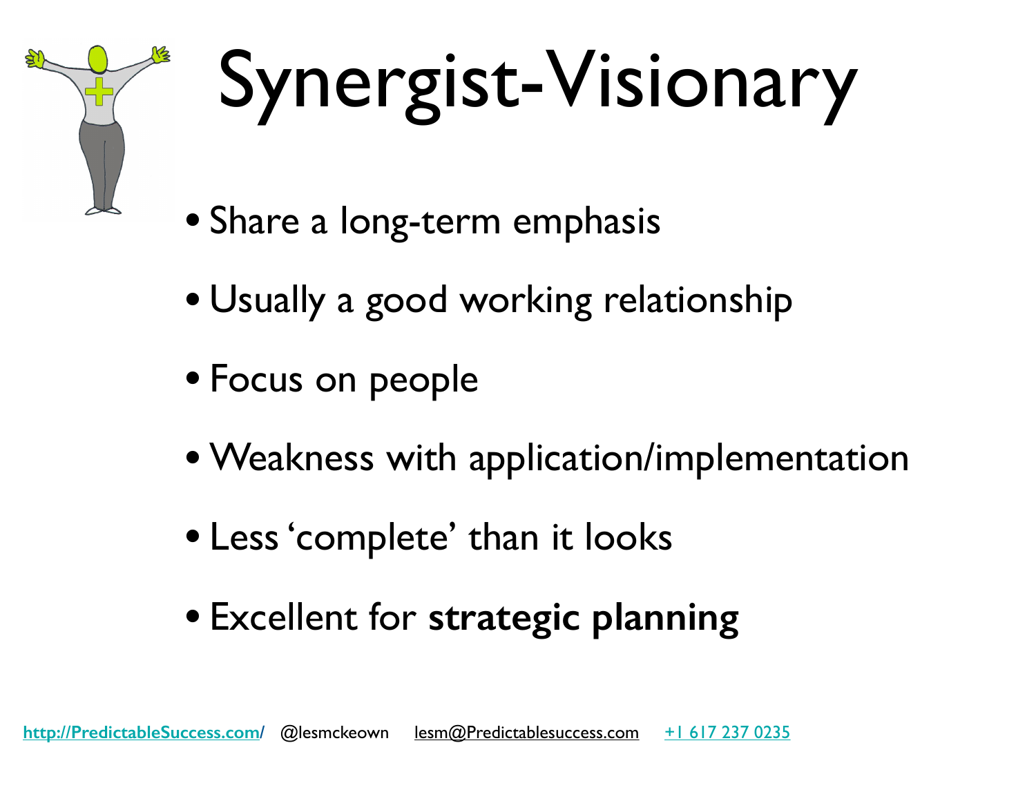# Synergist-Visionary

- Share a long-term emphasis
- Usually a good working relationship
- Focus on people
- Weakness with application/implementation
- Less 'complete' than it looks
- Excellent for **strategic planning**

http://PredictableSuccess.com/ @lesmckeown lesm@Predictablesuccess.com +1 617 237 0235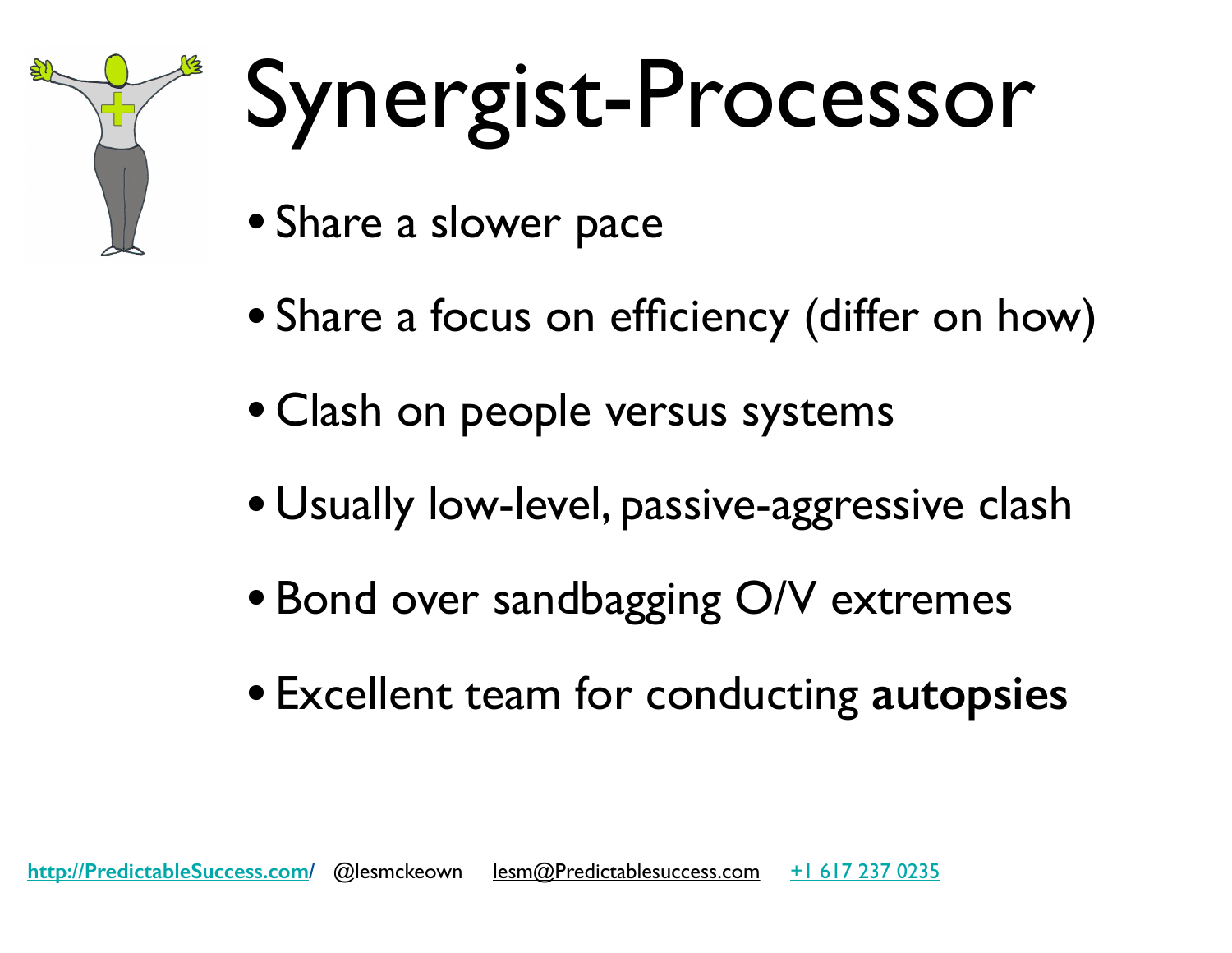# Synergist-Processor

- Share a slower pace
- Share a focus on efficiency (differ on how)
- Clash on people versus systems
- Usually low-level, passive-aggressive clash
- Bond over sandbagging O/V extremes
- Excellent team for conducting **autopsies**

http://PredictableSuccess.com/ @lesmckeown lesm@Predictablesuccess.com +1 617 237 0235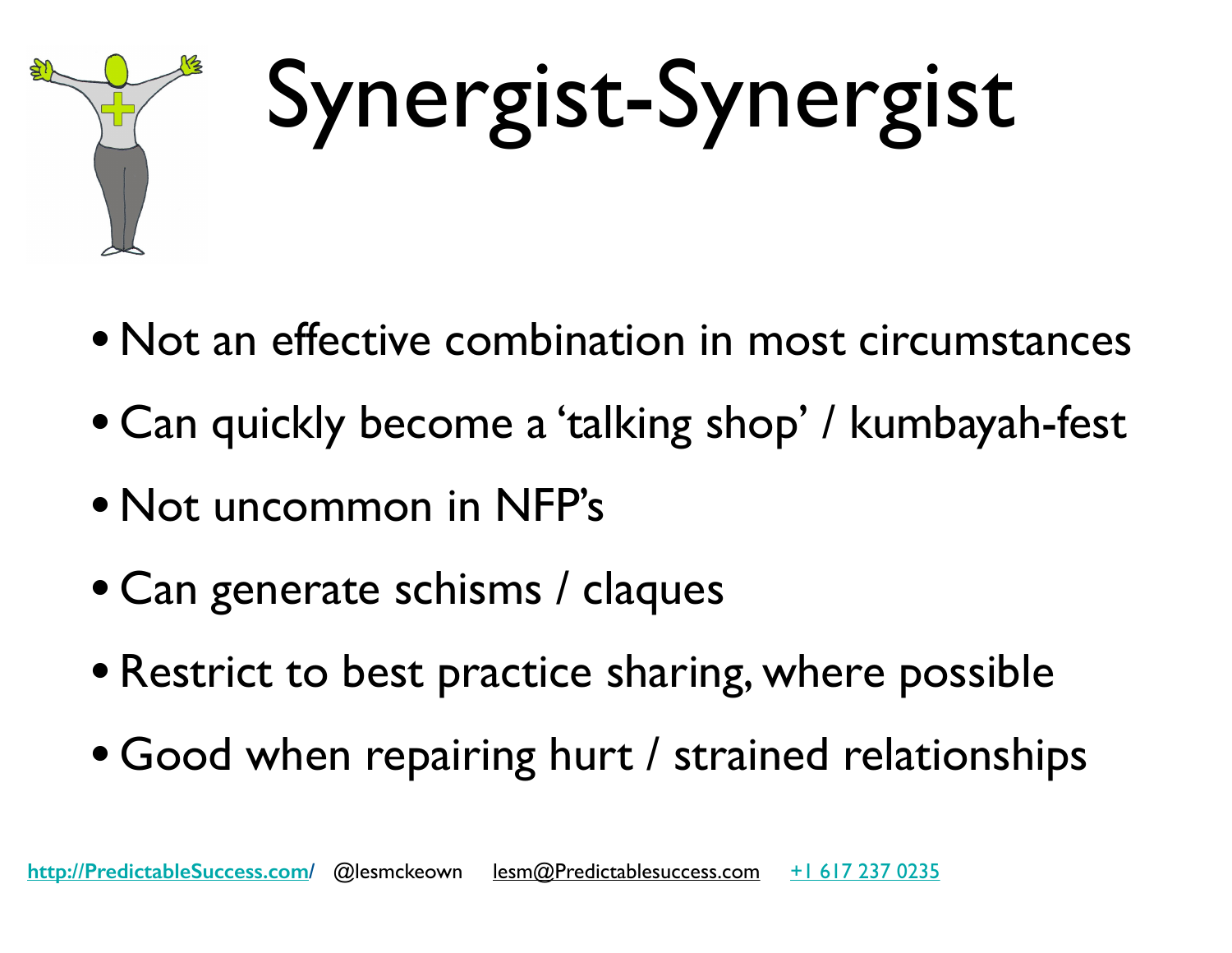# Synergist-Synergist

- Not an effective combination in most circumstances
- Can quickly become a 'talking shop' / kumbayah-fest
- Not uncommon in NFP's
- Can generate schisms / claques
- Restrict to best practice sharing, where possible
- Good when repairing hurt / strained relationships